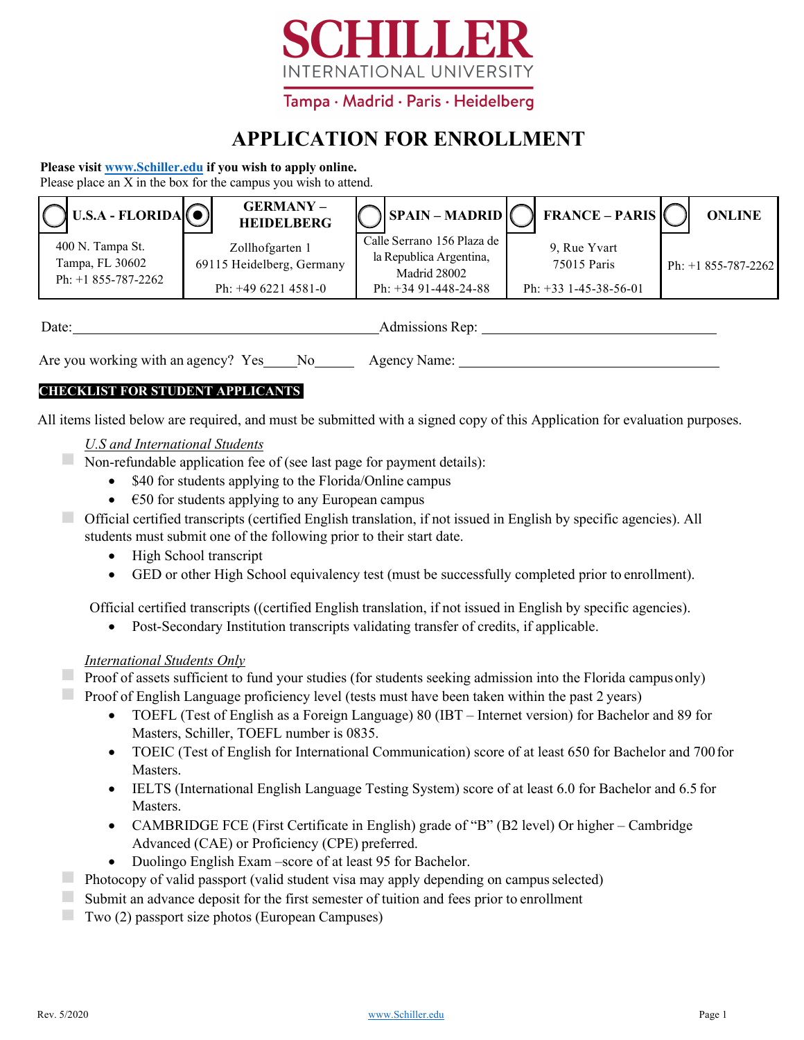# SCHILLER
INTERNATIONAL UNIVERSITY

Tampa · Madrid · Paris · Heidelberg

## APPLICATION FOR ENROLLMENT

**Please visit [www.Schiller.edu](http://www.Schiller.edu) if you wish to apply online.**
Please place an X in the box for the campus you wish to attend.

| ○ U.S.A - FLORIDA | ◉ GERMANY – HEIDELBERG | ○ SPAIN – MADRID | ○ FRANCE – PARIS | ○ ONLINE |
|---|---|---|---|---|
| 400 N. Tampa St.<br>Tampa, FL 30602<br>Ph: +1 855-787-2262 | Zollhofgarten 1<br>69115 Heidelberg, Germany<br>Ph: +49 6221 4581-0 | Calle Serrano 156 Plaza de la Republica Argentina, Madrid 28002<br>Ph: +34 91-448-24-88 | 9, Rue Yvart<br>75015 Paris<br>Ph: +33 1-45-38-56-01 | Ph: +1 855-787-2262 |

Date:\_\_\_\_\_\_\_\_\_\_\_\_\_\_\_\_\_\_\_\_\_\_\_\_\_\_\_\_\_\_ Admissions Rep: \_\_\_\_\_\_\_\_\_\_\_\_\_\_\_\_\_\_\_\_\_\_\_\_\_\_\_\_

Are you working with an agency? Yes\_\_\_\_\_No\_\_\_\_\_\_ Agency Name: \_\_\_\_\_\_\_\_\_\_\_\_\_\_\_\_\_\_\_\_\_\_\_\_\_\_\_\_

**CHECKLIST FOR STUDENT APPLICANTS**

All items listed below are required, and must be submitted with a signed copy of this Application for evaluation purposes.

*U.S and International Students*

- ☐ Non-refundable application fee of (see last page for payment details):
  - $40 for students applying to the Florida/Online campus
  - €50 for students applying to any European campus
- ☐ Official certified transcripts (certified English translation, if not issued in English by specific agencies). All students must submit one of the following prior to their start date.
  - High School transcript
  - GED or other High School equivalency test (must be successfully completed prior to enrollment).

Official certified transcripts ((certified English translation, if not issued in English by specific agencies).

- Post-Secondary Institution transcripts validating transfer of credits, if applicable.

*International Students Only*

- ☐ Proof of assets sufficient to fund your studies (for students seeking admission into the Florida campus only)
- ☐ Proof of English Language proficiency level (tests must have been taken within the past 2 years)
  - TOEFL (Test of English as a Foreign Language) 80 (IBT – Internet version) for Bachelor and 89 for Masters, Schiller, TOEFL number is 0835.
  - TOEIC (Test of English for International Communication) score of at least 650 for Bachelor and 700 for Masters.
  - IELTS (International English Language Testing System) score of at least 6.0 for Bachelor and 6.5 for Masters.
  - CAMBRIDGE FCE (First Certificate in English) grade of "B" (B2 level) Or higher – Cambridge Advanced (CAE) or Proficiency (CPE) preferred.
  - Duolingo English Exam –score of at least 95 for Bachelor.
- ☐ Photocopy of valid passport (valid student visa may apply depending on campus selected)
- ☐ Submit an advance deposit for the first semester of tuition and fees prior to enrollment
- ☐ Two (2) passport size photos (European Campuses)

Rev. 5/2020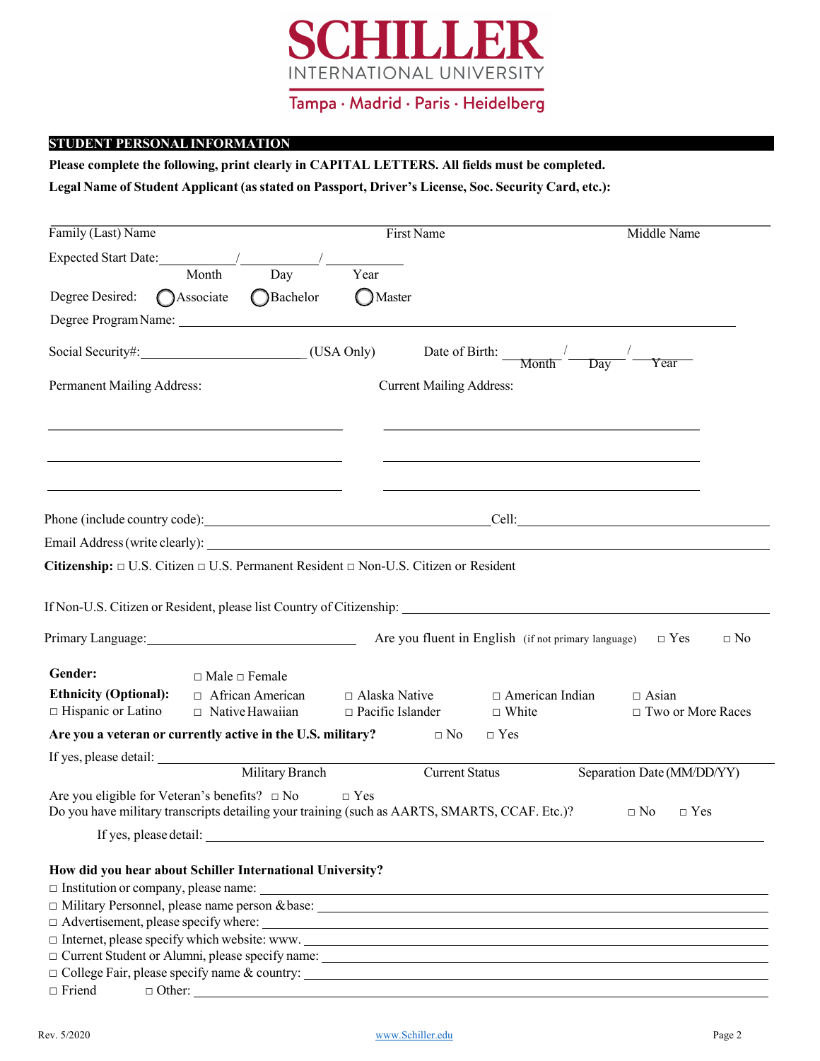# SCHILLER

INTERNATIONAL UNIVERSITY

Tampa · Madrid · Paris · Heidelberg

## STUDENT PERSONAL INFORMATION

**Please complete the following, print clearly in CAPITAL LETTERS. All fields must be completed.**

**Legal Name of Student Applicant (as stated on Passport, Driver's License, Soc. Security Card, etc.):**

\_\_\_\_\_\_\_\_\_\_\_\_\_\_\_\_\_\_\_\_\_\_\_\_\_\_\_\_\_\_\_\_\_\_\_\_\_\_\_\_\_\_\_\_\_\_\_\_\_\_\_\_\_\_\_\_\_\_

Family (Last) Name    First Name    Middle Name

Expected Start Date: \_\_\_\_\_\_\_\_\_\_ / \_\_\_\_\_\_\_\_\_\_ / \_\_\_\_\_\_\_\_\_\_
Month    Day    Year

Degree Desired: ◯ Associate ◯ Bachelor ◯ Master

Degree Program Name: \_\_\_\_\_\_\_\_\_\_\_\_\_\_\_\_\_\_\_\_\_\_\_\_\_\_\_\_\_\_\_\_\_\_\_\_\_\_\_\_

Social Security#: \_\_\_\_\_\_\_\_\_\_\_\_\_\_\_\_\_\_\_\_ (USA Only)    Date of Birth: \_\_\_\_\_\_ / \_\_\_\_\_\_ / \_\_\_\_\_\_
Month    Day    Year

Permanent Mailing Address:    Current Mailing Address:

\_\_\_\_\_\_\_\_\_\_\_\_\_\_\_\_\_\_\_\_\_\_\_\_\_\_\_\_\_\_    \_\_\_\_\_\_\_\_\_\_\_\_\_\_\_\_\_\_\_\_\_\_\_\_\_\_\_\_\_\_

\_\_\_\_\_\_\_\_\_\_\_\_\_\_\_\_\_\_\_\_\_\_\_\_\_\_\_\_\_\_    \_\_\_\_\_\_\_\_\_\_\_\_\_\_\_\_\_\_\_\_\_\_\_\_\_\_\_\_\_\_

\_\_\_\_\_\_\_\_\_\_\_\_\_\_\_\_\_\_\_\_\_\_\_\_\_\_\_\_\_\_    \_\_\_\_\_\_\_\_\_\_\_\_\_\_\_\_\_\_\_\_\_\_\_\_\_\_\_\_\_\_

Phone (include country code): \_\_\_\_\_\_\_\_\_\_\_\_\_\_\_\_\_\_\_\_\_\_\_\_\_\_\_\_\_\_ Cell: \_\_\_\_\_\_\_\_\_\_\_\_\_\_\_\_\_\_\_\_\_\_\_\_\_\_\_\_\_\_

Email Address (write clearly): \_\_\_\_\_\_\_\_\_\_\_\_\_\_\_\_\_\_\_\_\_\_\_\_\_\_\_\_\_\_\_\_\_\_\_\_\_\_\_\_

**Citizenship:** □ U.S. Citizen □ U.S. Permanent Resident □ Non-U.S. Citizen or Resident

If Non-U.S. Citizen or Resident, please list Country of Citizenship: \_\_\_\_\_\_\_\_\_\_\_\_\_\_\_\_\_\_\_\_\_\_\_\_\_\_\_\_\_\_

Primary Language: \_\_\_\_\_\_\_\_\_\_\_\_\_\_\_\_\_\_\_\_\_\_\_\_\_\_\_\_\_\_    Are you fluent in English (if not primary language)    □ Yes    □ No

**Gender:** □ Male □ Female

**Ethnicity (Optional):** □ African American □ Alaska Native □ American Indian □ Asian
□ Hispanic or Latino □ Native Hawaiian □ Pacific Islander □ White □ Two or More Races

**Are you a veteran or currently active in the U.S. military?** □ No □ Yes

If yes, please detail: \_\_\_\_\_\_\_\_\_\_\_\_\_\_\_\_\_\_\_\_\_\_\_\_\_\_\_\_\_\_\_\_\_\_\_\_\_\_\_\_
Military Branch    Current Status    Separation Date (MM/DD/YY)

Are you eligible for Veteran's benefits? □ No □ Yes

Do you have military transcripts detailing your training (such as AARTS, SMARTS, CCAF. Etc.)? □ No □ Yes

If yes, please detail: \_\_\_\_\_\_\_\_\_\_\_\_\_\_\_\_\_\_\_\_\_\_\_\_\_\_\_\_\_\_\_\_\_\_\_\_\_\_\_\_

**How did you hear about Schiller International University?**

□ Institution or company, please name: \_\_\_\_\_\_\_\_\_\_\_\_\_\_\_\_\_\_\_\_\_\_\_\_\_\_\_\_\_\_
□ Military Personnel, please name person & base: \_\_\_\_\_\_\_\_\_\_\_\_\_\_\_\_\_\_\_\_\_\_\_\_\_\_\_\_\_\_
□ Advertisement, please specify where: \_\_\_\_\_\_\_\_\_\_\_\_\_\_\_\_\_\_\_\_\_\_\_\_\_\_\_\_\_\_
□ Internet, please specify which website: www. \_\_\_\_\_\_\_\_\_\_\_\_\_\_\_\_\_\_\_\_\_\_\_\_\_\_\_\_\_\_
□ Current Student or Alumni, please specify name: \_\_\_\_\_\_\_\_\_\_\_\_\_\_\_\_\_\_\_\_\_\_\_\_\_\_\_\_\_\_
□ College Fair, please specify name & country: \_\_\_\_\_\_\_\_\_\_\_\_\_\_\_\_\_\_\_\_\_\_\_\_\_\_\_\_\_\_
□ Friend    □ Other: \_\_\_\_\_\_\_\_\_\_\_\_\_\_\_\_\_\_\_\_\_\_\_\_\_\_\_\_\_\_

Rev. 5/2020    www.Schiller.edu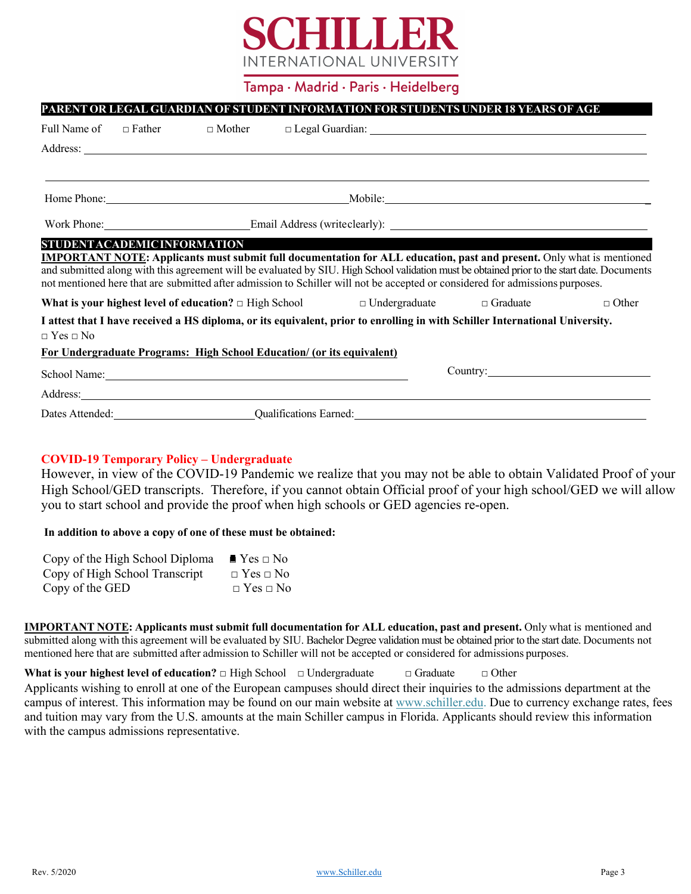**SCHILLER**
INTERNATIONAL UNIVERSITY
Tampa · Madrid · Paris · Heidelberg

## PARENT OR LEGAL GUARDIAN OF STUDENT INFORMATION FOR STUDENTS UNDER 18 YEARS OF AGE

Full Name of □ Father □ Mother □ Legal Guardian: ______________________________

Address: ______________________________________________________________

________________________________________________________________________

Home Phone: ______________________________ Mobile: ______________________________

Work Phone: ____________________ Email Address (writeclearly): ______________________________

## STUDENT ACADEMIC INFORMATION

**IMPORTANT NOTE: Applicants must submit full documentation for ALL education, past and present.** Only what is mentioned and submitted along with this agreement will be evaluated by SIU. High School validation must be obtained prior to the start date. Documents not mentioned here that are submitted after admission to Schiller will not be accepted or considered for admissions purposes.

**What is your highest level of education?** □ High School □ Undergraduate □ Graduate □ Other

**I attest that I have received a HS diploma, or its equivalent, prior to enrolling in with Schiller International University.**
□ Yes □ No

**For Undergraduate Programs: High School Education/ (or its equivalent)**

School Name: ______________________________ Country: ____________________

Address: ______________________________________________________________

Dates Attended: ____________________ Qualifications Earned: ______________________________

### COVID-19 Temporary Policy – Undergraduate

However, in view of the COVID-19 Pandemic we realize that you may not be able to obtain Validated Proof of your High School/GED transcripts. Therefore, if you cannot obtain Official proof of your high school/GED we will allow you to start school and provide the proof when high schools or GED agencies re-open.

**In addition to above a copy of one of these must be obtained:**

Copy of the High School Diploma ■ Yes □ No
Copy of High School Transcript □ Yes □ No
Copy of the GED □ Yes □ No

**IMPORTANT NOTE: Applicants must submit full documentation for ALL education, past and present.** Only what is mentioned and submitted along with this agreement will be evaluated by SIU. Bachelor Degree validation must be obtained prior to the start date. Documents not mentioned here that are submitted after admission to Schiller will not be accepted or considered for admissions purposes.

**What is your highest level of education?** □ High School □ Undergraduate □ Graduate □ Other

Applicants wishing to enroll at one of the European campuses should direct their inquiries to the admissions department at the campus of interest. This information may be found on our main website at www.schiller.edu. Due to currency exchange rates, fees and tuition may vary from the U.S. amounts at the main Schiller campus in Florida. Applicants should review this information with the campus admissions representative.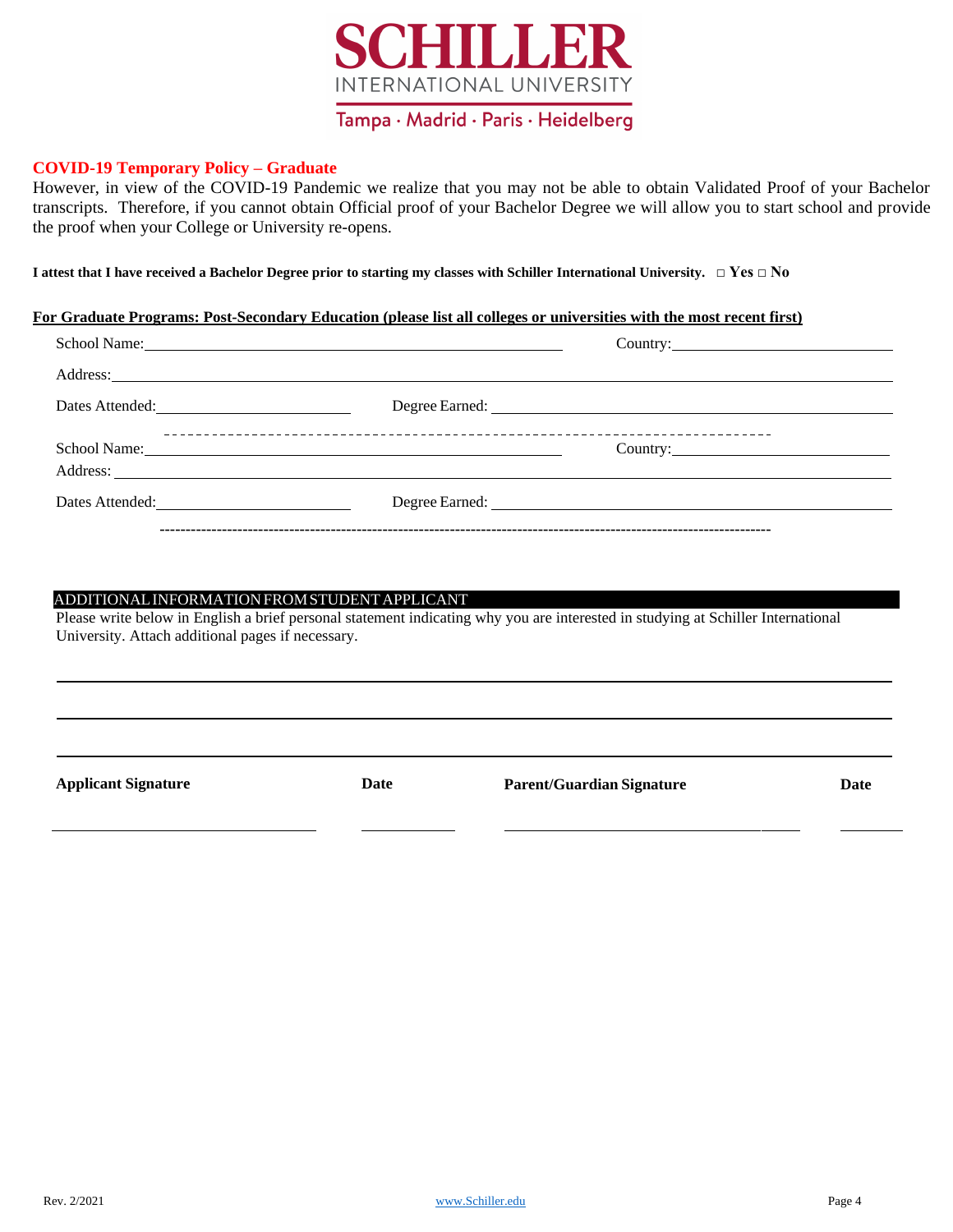SCHILLER
INTERNATIONAL UNIVERSITY

Tampa · Madrid · Paris · Heidelberg

## COVID-19 Temporary Policy – Graduate

However, in view of the COVID-19 Pandemic we realize that you may not be able to obtain Validated Proof of your Bachelor transcripts. Therefore, if you cannot obtain Official proof of your Bachelor Degree we will allow you to start school and provide the proof when your College or University re-opens.

**I attest that I have received a Bachelor Degree prior to starting my classes with Schiller International University. □ Yes □ No**

**For Graduate Programs: Post-Secondary Education (please list all colleges or universities with the most recent first)**

School Name: ______________________ Country: ______________

Address: ______________________________________________

Dates Attended: ____________ Degree Earned: ______________________

- - - - - - - - - - - - - - - - - - - - - - - - - - - - - - - - - - - - - - - -

School Name: ______________________ Country: ______________

Address: ______________________________________________

Dates Attended: ____________ Degree Earned: ______________________

- - - - - - - - - - - - - - - - - - - - - - - - - - - - - - - - - - - - - - - -

### ADDITIONAL INFORMATION FROM STUDENT APPLICANT

Please write below in English a brief personal statement indicating why you are interested in studying at Schiller International University. Attach additional pages if necessary.

______________________________________________

______________________________________________

______________________________________________

| **Applicant Signature** | **Date** | **Parent/Guardian Signature** | **Date** |
|---|---|---|---|
| ____________________ | ________ | ____________________ | ________ |

Rev. 2/2021

www.Schiller.edu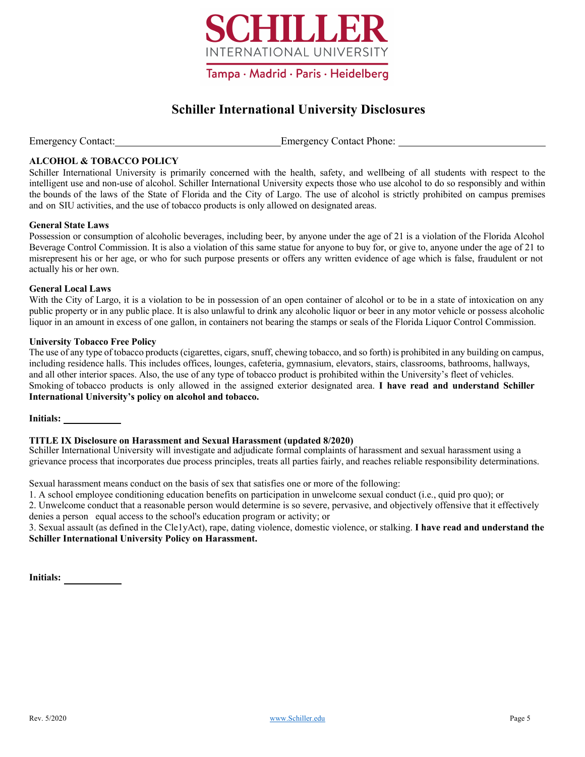SCHILLER
INTERNATIONAL UNIVERSITY
Tampa · Madrid · Paris · Heidelberg

# Schiller International University Disclosures

Emergency Contact:______________________________ Emergency Contact Phone: ___________________________

**ALCOHOL & TOBACCO POLICY**

Schiller International University is primarily concerned with the health, safety, and wellbeing of all students with respect to the intelligent use and non-use of alcohol. Schiller International University expects those who use alcohol to do so responsibly and within the bounds of the laws of the State of Florida and the City of Largo. The use of alcohol is strictly prohibited on campus premises and on SIU activities, and the use of tobacco products is only allowed on designated areas.

**General State Laws**

Possession or consumption of alcoholic beverages, including beer, by anyone under the age of 21 is a violation of the Florida Alcohol Beverage Control Commission. It is also a violation of this same statue for anyone to buy for, or give to, anyone under the age of 21 to misrepresent his or her age, or who for such purpose presents or offers any written evidence of age which is false, fraudulent or not actually his or her own.

**General Local Laws**

With the City of Largo, it is a violation to be in possession of an open container of alcohol or to be in a state of intoxication on any public property or in any public place. It is also unlawful to drink any alcoholic liquor or beer in any motor vehicle or possess alcoholic liquor in an amount in excess of one gallon, in containers not bearing the stamps or seals of the Florida Liquor Control Commission.

**University Tobacco Free Policy**

The use of any type of tobacco products (cigarettes, cigars, snuff, chewing tobacco, and so forth) is prohibited in any building on campus, including residence halls. This includes offices, lounges, cafeteria, gymnasium, elevators, stairs, classrooms, bathrooms, hallways, and all other interior spaces. Also, the use of any type of tobacco product is prohibited within the University's fleet of vehicles. Smoking of tobacco products is only allowed in the assigned exterior designated area. **I have read and understand Schiller International University's policy on alcohol and tobacco.**

**Initials:** ___________

**TITLE IX Disclosure on Harassment and Sexual Harassment (updated 8/2020)**

Schiller International University will investigate and adjudicate formal complaints of harassment and sexual harassment using a grievance process that incorporates due process principles, treats all parties fairly, and reaches reliable responsibility determinations.

Sexual harassment means conduct on the basis of sex that satisfies one or more of the following:

1. A school employee conditioning education benefits on participation in unwelcome sexual conduct (i.e., quid pro quo); or
2. Unwelcome conduct that a reasonable person would determine is so severe, pervasive, and objectively offensive that it effectively denies a person equal access to the school's education program or activity; or
3. Sexual assault (as defined in the Cle1yAct), rape, dating violence, domestic violence, or stalking. **I have read and understand the Schiller International University Policy on Harassment.**

**Initials:** ___________

Rev. 5/2020 www.Schiller.edu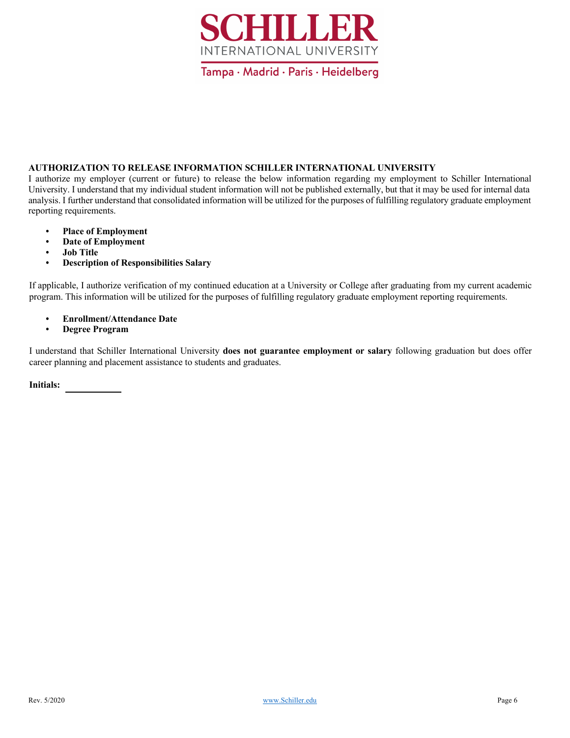**AUTHORIZATION TO RELEASE INFORMATION SCHILLER INTERNATIONAL UNIVERSITY**

I authorize my employer (current or future) to release the below information regarding my employment to Schiller International University. I understand that my individual student information will not be published externally, but that it may be used for internal data analysis. I further understand that consolidated information will be utilized for the purposes of fulfilling regulatory graduate employment reporting requirements.

- **Place of Employment**
- **Date of Employment**
- **Job Title**
- **Description of Responsibilities Salary**

If applicable, I authorize verification of my continued education at a University or College after graduating from my current academic program. This information will be utilized for the purposes of fulfilling regulatory graduate employment reporting requirements.

- **Enrollment/Attendance Date**
- **Degree Program**

I understand that Schiller International University **does not guarantee employment or salary** following graduation but does offer career planning and placement assistance to students and graduates.

**Initials:** ___________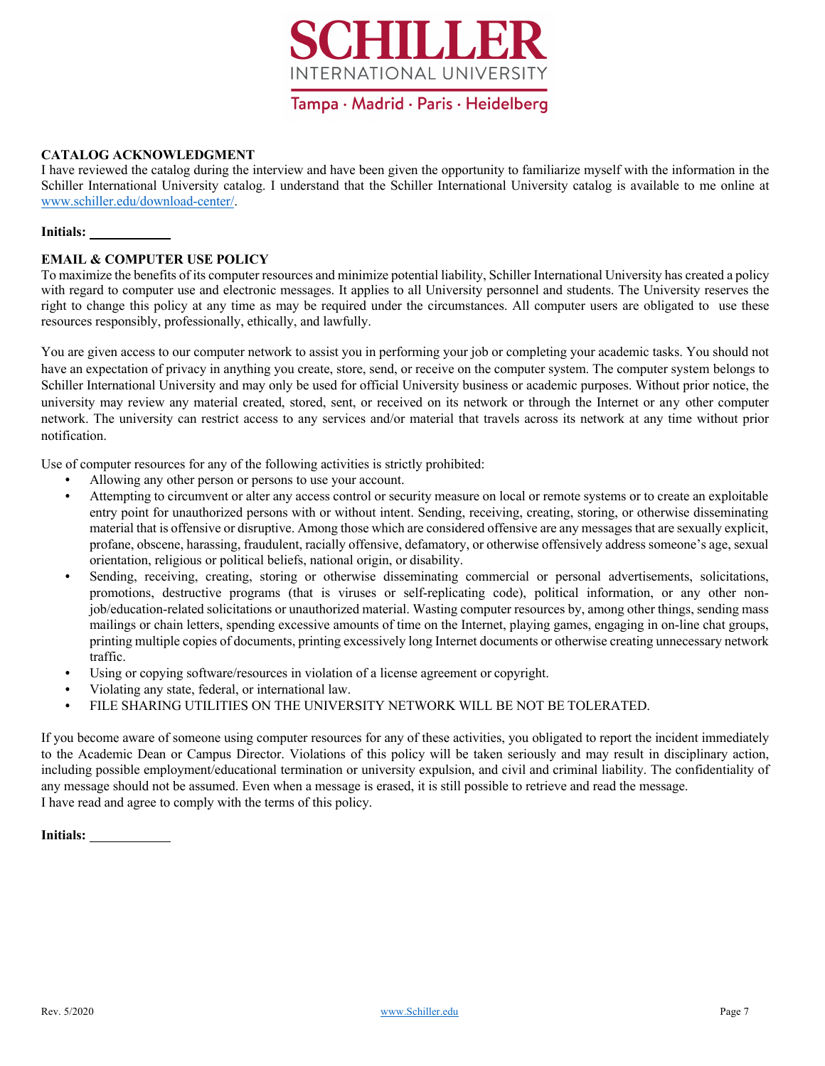**CATALOG ACKNOWLEDGMENT**

I have reviewed the catalog during the interview and have been given the opportunity to familiarize myself with the information in the Schiller International University catalog. I understand that the Schiller International University catalog is available to me online at www.schiller.edu/download-center/.

**Initials:** \_\_\_\_\_\_\_\_\_\_\_\_

**EMAIL & COMPUTER USE POLICY**

To maximize the benefits of its computer resources and minimize potential liability, Schiller International University has created a policy with regard to computer use and electronic messages. It applies to all University personnel and students. The University reserves the right to change this policy at any time as may be required under the circumstances. All computer users are obligated to use these resources responsibly, professionally, ethically, and lawfully.

You are given access to our computer network to assist you in performing your job or completing your academic tasks. You should not have an expectation of privacy in anything you create, store, send, or receive on the computer system. The computer system belongs to Schiller International University and may only be used for official University business or academic purposes. Without prior notice, the university may review any material created, stored, sent, or received on its network or through the Internet or any other computer network. The university can restrict access to any services and/or material that travels across its network at any time without prior notification.

Use of computer resources for any of the following activities is strictly prohibited:

- Allowing any other person or persons to use your account.
- Attempting to circumvent or alter any access control or security measure on local or remote systems or to create an exploitable entry point for unauthorized persons with or without intent. Sending, receiving, creating, storing, or otherwise disseminating material that is offensive or disruptive. Among those which are considered offensive are any messages that are sexually explicit, profane, obscene, harassing, fraudulent, racially offensive, defamatory, or otherwise offensively address someone's age, sexual orientation, religious or political beliefs, national origin, or disability.
- Sending, receiving, creating, storing or otherwise disseminating commercial or personal advertisements, solicitations, promotions, destructive programs (that is viruses or self-replicating code), political information, or any other non-job/education-related solicitations or unauthorized material. Wasting computer resources by, among other things, sending mass mailings or chain letters, spending excessive amounts of time on the Internet, playing games, engaging in on-line chat groups, printing multiple copies of documents, printing excessively long Internet documents or otherwise creating unnecessary network traffic.
- Using or copying software/resources in violation of a license agreement or copyright.
- Violating any state, federal, or international law.
- FILE SHARING UTILITIES ON THE UNIVERSITY NETWORK WILL BE NOT BE TOLERATED.

If you become aware of someone using computer resources for any of these activities, you obligated to report the incident immediately to the Academic Dean or Campus Director. Violations of this policy will be taken seriously and may result in disciplinary action, including possible employment/educational termination or university expulsion, and civil and criminal liability. The confidentiality of any message should not be assumed. Even when a message is erased, it is still possible to retrieve and read the message.
I have read and agree to comply with the terms of this policy.

**Initials:** \_\_\_\_\_\_\_\_\_\_\_\_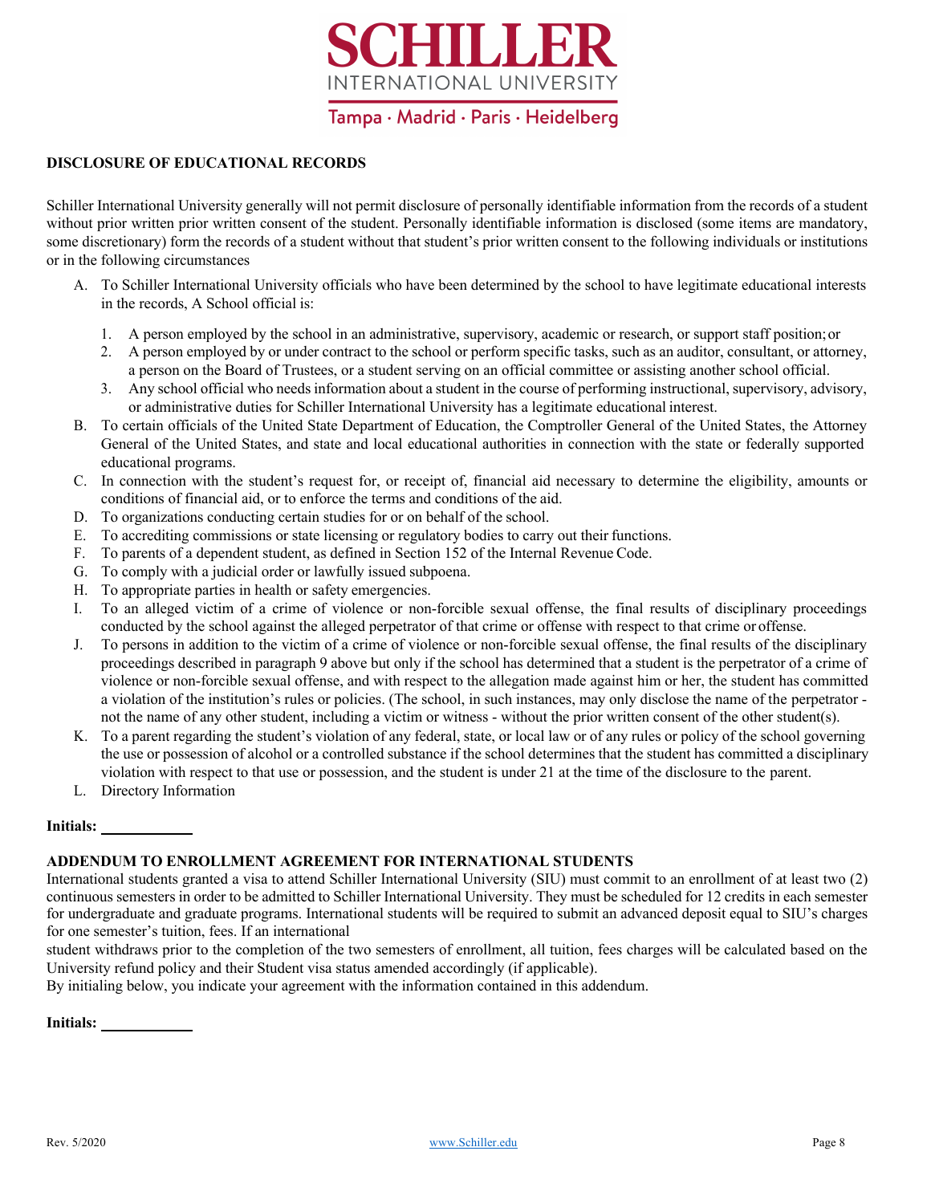# SCHILLER
INTERNATIONAL UNIVERSITY

Tampa · Madrid · Paris · Heidelberg

**DISCLOSURE OF EDUCATIONAL RECORDS**

Schiller International University generally will not permit disclosure of personally identifiable information from the records of a student without prior written prior written consent of the student. Personally identifiable information is disclosed (some items are mandatory, some discretionary) form the records of a student without that student's prior written consent to the following individuals or institutions or in the following circumstances

A. To Schiller International University officials who have been determined by the school to have legitimate educational interests in the records, A School official is:
   1. A person employed by the school in an administrative, supervisory, academic or research, or support staff position; or
   2. A person employed by or under contract to the school or perform specific tasks, such as an auditor, consultant, or attorney, a person on the Board of Trustees, or a student serving on an official committee or assisting another school official.
   3. Any school official who needs information about a student in the course of performing instructional, supervisory, advisory, or administrative duties for Schiller International University has a legitimate educational interest.

B. To certain officials of the United State Department of Education, the Comptroller General of the United States, the Attorney General of the United States, and state and local educational authorities in connection with the state or federally supported educational programs.

C. In connection with the student's request for, or receipt of, financial aid necessary to determine the eligibility, amounts or conditions of financial aid, or to enforce the terms and conditions of the aid.

D. To organizations conducting certain studies for or on behalf of the school.

E. To accrediting commissions or state licensing or regulatory bodies to carry out their functions.

F. To parents of a dependent student, as defined in Section 152 of the Internal Revenue Code.

G. To comply with a judicial order or lawfully issued subpoena.

H. To appropriate parties in health or safety emergencies.

I. To an alleged victim of a crime of violence or non-forcible sexual offense, the final results of disciplinary proceedings conducted by the school against the alleged perpetrator of that crime or offense with respect to that crime or offense.

J. To persons in addition to the victim of a crime of violence or non-forcible sexual offense, the final results of the disciplinary proceedings described in paragraph 9 above but only if the school has determined that a student is the perpetrator of a crime of violence or non-forcible sexual offense, and with respect to the allegation made against him or her, the student has committed a violation of the institution's rules or policies. (The school, in such instances, may only disclose the name of the perpetrator - not the name of any other student, including a victim or witness - without the prior written consent of the other student(s).

K. To a parent regarding the student's violation of any federal, state, or local law or of any rules or policy of the school governing the use or possession of alcohol or a controlled substance if the school determines that the student has committed a disciplinary violation with respect to that use or possession, and the student is under 21 at the time of the disclosure to the parent.

L. Directory Information

**Initials:** ____________

**ADDENDUM TO ENROLLMENT AGREEMENT FOR INTERNATIONAL STUDENTS**

International students granted a visa to attend Schiller International University (SIU) must commit to an enrollment of at least two (2) continuous semesters in order to be admitted to Schiller International University. They must be scheduled for 12 credits in each semester for undergraduate and graduate programs. International students will be required to submit an advanced deposit equal to SIU's charges for one semester's tuition, fees. If an international

student withdraws prior to the completion of the two semesters of enrollment, all tuition, fees charges will be calculated based on the University refund policy and their Student visa status amended accordingly (if applicable).

By initialing below, you indicate your agreement with the information contained in this addendum.

**Initials:** ____________

Rev. 5/2020 www.Schiller.edu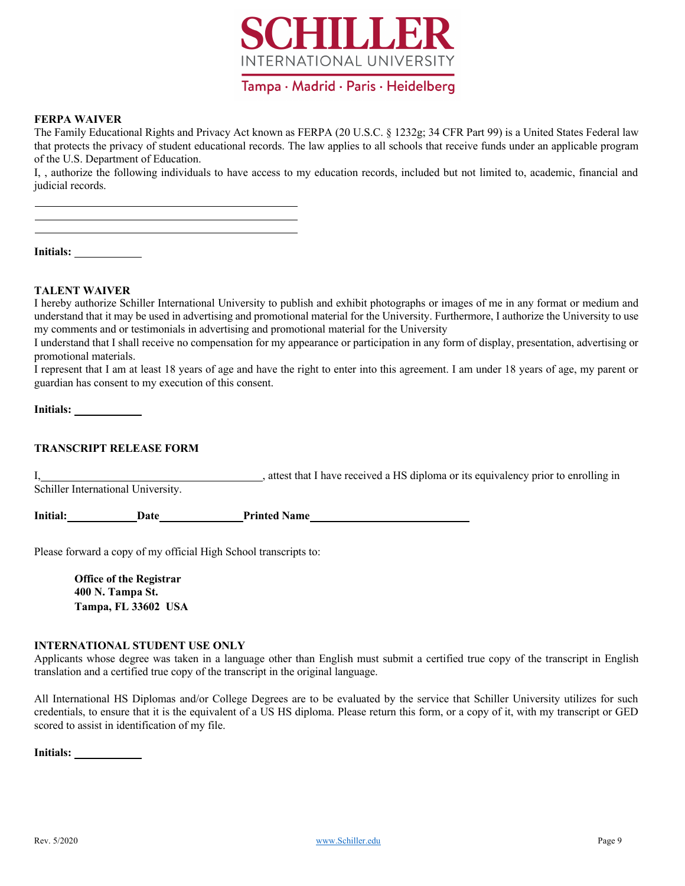**SCHILLER**
INTERNATIONAL UNIVERSITY
Tampa · Madrid · Paris · Heidelberg

**FERPA WAIVER**

The Family Educational Rights and Privacy Act known as FERPA (20 U.S.C. § 1232g; 34 CFR Part 99) is a United States Federal law that protects the privacy of student educational records. The law applies to all schools that receive funds under an applicable program of the U.S. Department of Education.

I, , authorize the following individuals to have access to my education records, included but not limited to, academic, financial and judicial records.

\_\_\_\_\_\_\_\_\_\_\_\_\_\_\_\_\_\_\_\_\_\_\_\_\_\_\_\_\_\_\_\_\_\_\_\_\_\_\_\_\_\_\_\_

\_\_\_\_\_\_\_\_\_\_\_\_\_\_\_\_\_\_\_\_\_\_\_\_\_\_\_\_\_\_\_\_\_\_\_\_\_\_\_\_\_\_\_\_

\_\_\_\_\_\_\_\_\_\_\_\_\_\_\_\_\_\_\_\_\_\_\_\_\_\_\_\_\_\_\_\_\_\_\_\_\_\_\_\_\_\_\_\_

**Initials:** \_\_\_\_\_\_\_\_\_\_\_\_

**TALENT WAIVER**

I hereby authorize Schiller International University to publish and exhibit photographs or images of me in any format or medium and understand that it may be used in advertising and promotional material for the University. Furthermore, I authorize the University to use my comments and or testimonials in advertising and promotional material for the University

I understand that I shall receive no compensation for my appearance or participation in any form of display, presentation, advertising or promotional materials.

I represent that I am at least 18 years of age and have the right to enter into this agreement. I am under 18 years of age, my parent or guardian has consent to my execution of this consent.

**Initials:** \_\_\_\_\_\_\_\_\_\_\_\_

**TRANSCRIPT RELEASE FORM**

I,\_\_\_\_\_\_\_\_\_\_\_\_\_\_\_\_\_\_\_\_\_\_\_\_\_\_\_\_\_\_\_\_\_\_\_\_\_\_\_\_, attest that I have received a HS diploma or its equivalency prior to enrolling in Schiller International University.

**Initial:**\_\_\_\_\_\_\_\_\_\_\_\_**Date**\_\_\_\_\_\_\_\_\_\_\_\_\_\_\_**Printed Name**\_\_\_\_\_\_\_\_\_\_\_\_\_\_\_\_\_\_\_\_\_\_\_\_\_\_\_\_

Please forward a copy of my official High School transcripts to:

**Office of the Registrar**
**400 N. Tampa St.**
**Tampa, FL 33602 USA**

**INTERNATIONAL STUDENT USE ONLY**

Applicants whose degree was taken in a language other than English must submit a certified true copy of the transcript in English translation and a certified true copy of the transcript in the original language.

All International HS Diplomas and/or College Degrees are to be evaluated by the service that Schiller University utilizes for such credentials, to ensure that it is the equivalent of a US HS diploma. Please return this form, or a copy of it, with my transcript or GED scored to assist in identification of my file.

**Initials:** \_\_\_\_\_\_\_\_\_\_\_\_

Rev. 5/2020 www.Schiller.edu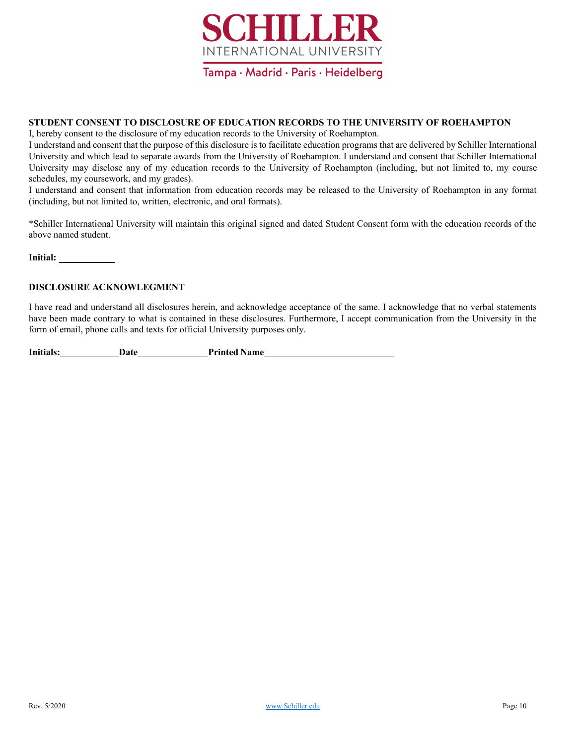**STUDENT CONSENT TO DISCLOSURE OF EDUCATION RECORDS TO THE UNIVERSITY OF ROEHAMPTON**

I, hereby consent to the disclosure of my education records to the University of Roehampton.

I understand and consent that the purpose of this disclosure is to facilitate education programs that are delivered by Schiller International University and which lead to separate awards from the University of Roehampton. I understand and consent that Schiller International University may disclose any of my education records to the University of Roehampton (including, but not limited to, my course schedules, my coursework, and my grades).

I understand and consent that information from education records may be released to the University of Roehampton in any format (including, but not limited to, written, electronic, and oral formats).

*Schiller International University will maintain this original signed and dated Student Consent form with the education records of the above named student.

**Initial:** ___________

**DISCLOSURE ACKNOWLEGMENT**

I have read and understand all disclosures herein, and acknowledge acceptance of the same. I acknowledge that no verbal statements have been made contrary to what is contained in these disclosures. Furthermore, I accept communication from the University in the form of email, phone calls and texts for official University purposes only.

**Initials:**____________ **Date**______________ **Printed Name**__________________________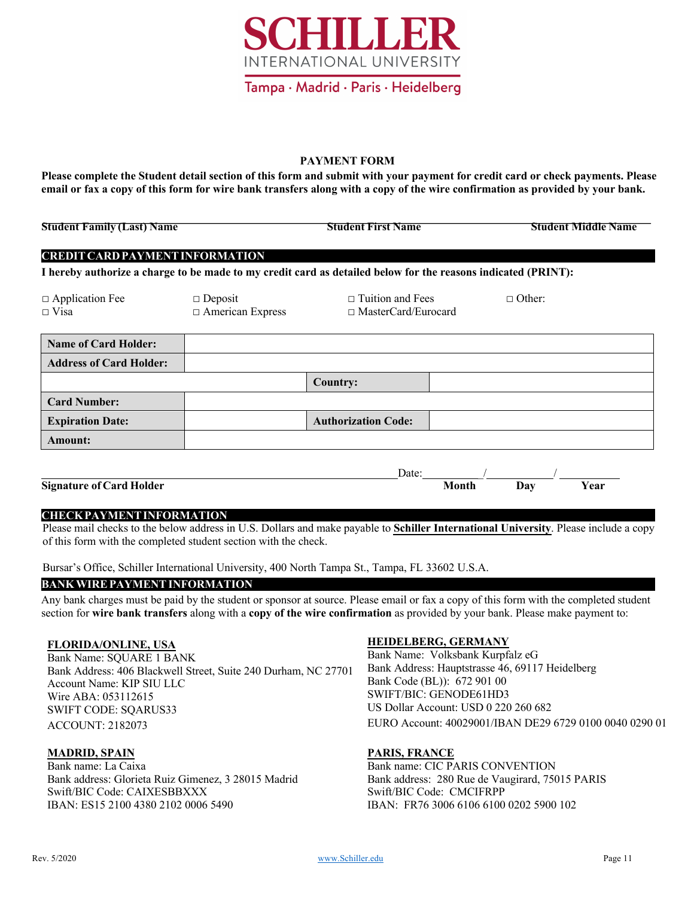# SCHILLER

INTERNATIONAL UNIVERSITY

Tampa · Madrid · Paris · Heidelberg

## PAYMENT FORM

**Please complete the Student detail section of this form and submit with your payment for credit card or check payments. Please email or fax a copy of this form for wire bank transfers along with a copy of the wire confirmation as provided by your bank.**

**Student Family (Last) Name** | **Student First Name** | **Student Middle Name**

### CREDIT CARD PAYMENT INFORMATION

**I hereby authorize a charge to be made to my credit card as detailed below for the reasons indicated (PRINT):**

□ Application Fee □ Deposit □ Tuition and Fees □ Other:

□ Visa □ American Express □ MasterCard/Eurocard

| | | | |
|---|---|---|---|
| **Name of Card Holder:** | | | |
| **Address of Card Holder:** | | | |
| | | **Country:** | |
| **Card Number:** | | | |
| **Expiration Date:** | | **Authorization Code:** | |
| **Amount:** | | | |

**Signature of Card Holder** Date: ______/______/______ **Month** **Day** **Year**

### CHECK PAYMENT INFORMATION

Please mail checks to the below address in U.S. Dollars and make payable to **Schiller International University**. Please include a copy of this form with the completed student section with the check.

Bursar's Office, Schiller International University, 400 North Tampa St., Tampa, FL 33602 U.S.A.

### BANK WIRE PAYMENT INFORMATION

Any bank charges must be paid by the student or sponsor at source. Please email or fax a copy of this form with the completed student section for **wire bank transfers** along with a **copy of the wire confirmation** as provided by your bank. Please make payment to:

**FLORIDA/ONLINE, USA**
Bank Name: SQUARE 1 BANK
Bank Address: 406 Blackwell Street, Suite 240 Durham, NC 27701
Account Name: KIP SIU LLC
Wire ABA: 053112615
SWIFT CODE: SQARUS33
ACCOUNT: 2182073

**HEIDELBERG, GERMANY**
Bank Name: Volksbank Kurpfalz eG
Bank Address: Hauptstrasse 46, 69117 Heidelberg
Bank Code (BL)): 672 901 00
SWIFT/BIC: GENODE61HD3
US Dollar Account: USD 0 220 260 682
EURO Account: 40029001/IBAN DE29 6729 0100 0040 0290 01

**MADRID, SPAIN**
Bank name: La Caixa
Bank address: Glorieta Ruiz Gimenez, 3 28015 Madrid
Swift/BIC Code: CAIXESBBXXX
IBAN: ES15 2100 4380 2102 0006 5490

**PARIS, FRANCE**
Bank name: CIC PARIS CONVENTION
Bank address: 280 Rue de Vaugirard, 75015 PARIS
Swift/BIC Code: CMCIFRPP
IBAN: FR76 3006 6106 6100 0202 5900 102

Rev. 5/2020 www.Schiller.edu